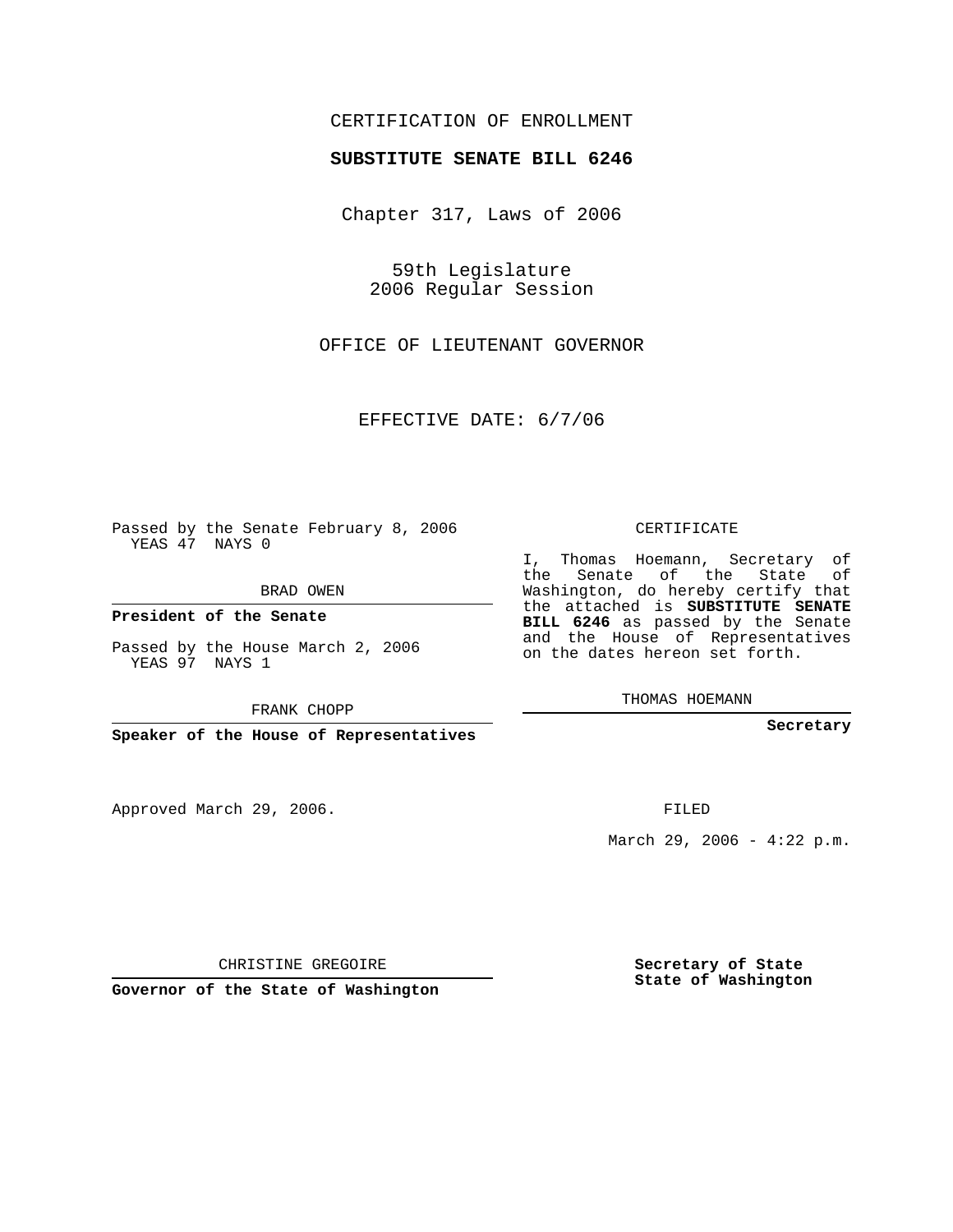CERTIFICATION OF ENROLLMENT

**SUBSTITUTE SENATE BILL 6246**

Chapter 317, Laws of 2006

59th Legislature
2006 Regular Session

OFFICE OF LIEUTENANT GOVERNOR

EFFECTIVE DATE: 6/7/06

Passed by the Senate February 8, 2006
YEAS 47 NAYS 0

BRAD OWEN

**President of the Senate**

Passed by the House March 2, 2006
YEAS 97 NAYS 1

FRANK CHOPP

**Speaker of the House of Representatives**

CERTIFICATE

I, Thomas Hoemann, Secretary of the Senate of the State of Washington, do hereby certify that the attached is **SUBSTITUTE SENATE BILL 6246** as passed by the Senate and the House of Representatives on the dates hereon set forth.

THOMAS HOEMANN

**Secretary**

Approved March 29, 2006.

CHRISTINE GREGOIRE

**Governor of the State of Washington**

FILED

March 29, 2006 - 4:22 p.m.

**Secretary of State**
**State of Washington**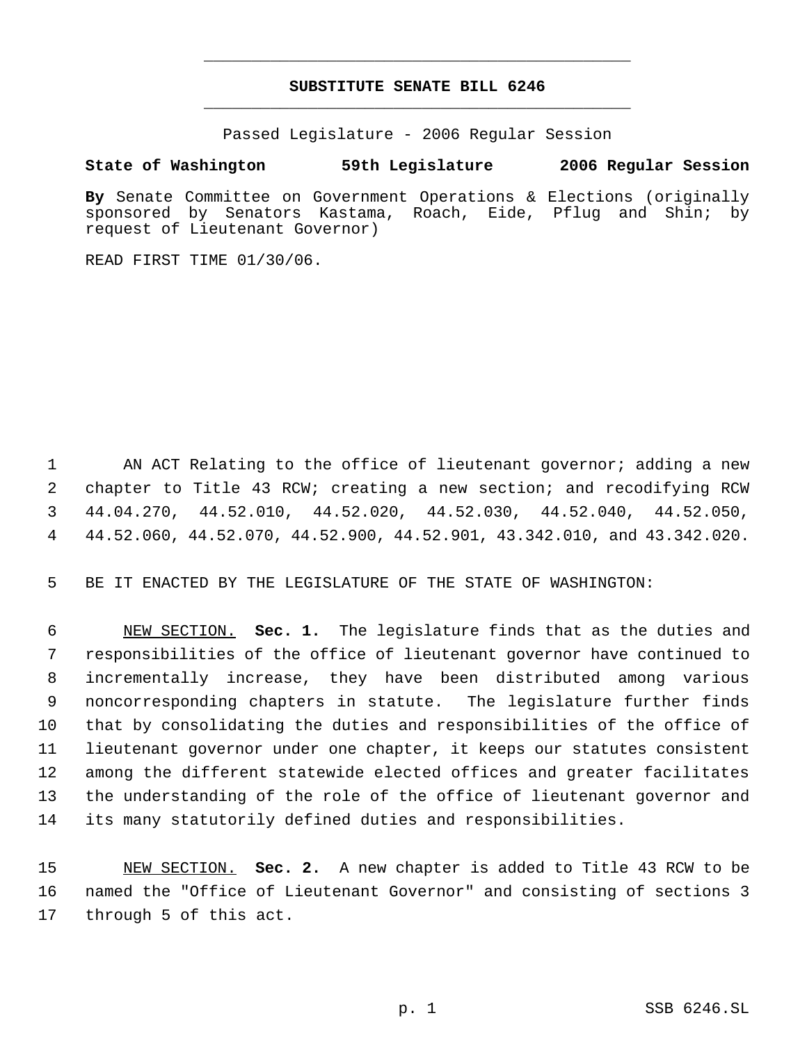# SUBSTITUTE SENATE BILL 6246

Passed Legislature - 2006 Regular Session

**State of Washington 59th Legislature 2006 Regular Session**

**By** Senate Committee on Government Operations & Elections (originally sponsored by Senators Kastama, Roach, Eide, Pflug and Shin; by request of Lieutenant Governor)

READ FIRST TIME 01/30/06.

AN ACT Relating to the office of lieutenant governor; adding a new chapter to Title 43 RCW; creating a new section; and recodifying RCW 44.04.270, 44.52.010, 44.52.020, 44.52.030, 44.52.040, 44.52.050, 44.52.060, 44.52.070, 44.52.900, 44.52.901, 43.342.010, and 43.342.020.

BE IT ENACTED BY THE LEGISLATURE OF THE STATE OF WASHINGTON:

NEW SECTION. **Sec. 1.** The legislature finds that as the duties and responsibilities of the office of lieutenant governor have continued to incrementally increase, they have been distributed among various noncorresponding chapters in statute. The legislature further finds that by consolidating the duties and responsibilities of the office of lieutenant governor under one chapter, it keeps our statutes consistent among the different statewide elected offices and greater facilitates the understanding of the role of the office of lieutenant governor and its many statutorily defined duties and responsibilities.

NEW SECTION. **Sec. 2.** A new chapter is added to Title 43 RCW to be named the "Office of Lieutenant Governor" and consisting of sections 3 through 5 of this act.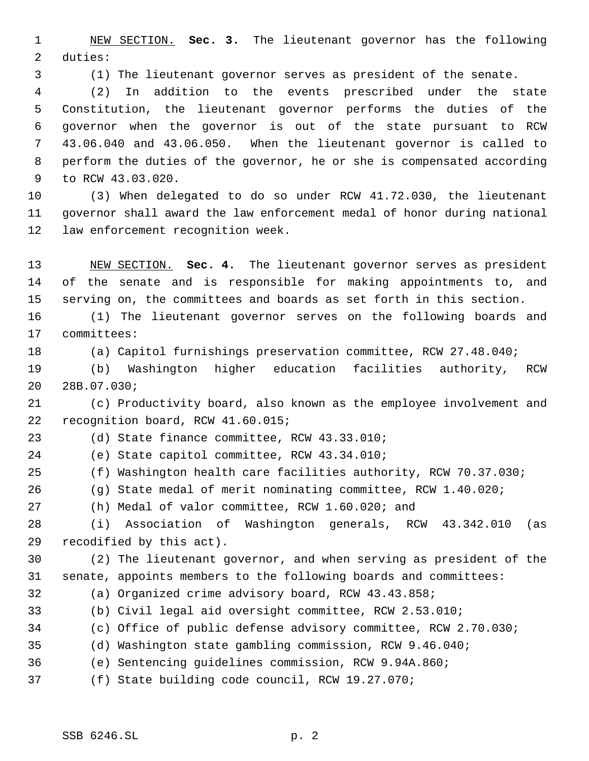NEW SECTION. **Sec. 3.** The lieutenant governor has the following duties:

(1) The lieutenant governor serves as president of the senate.

(2) In addition to the events prescribed under the state Constitution, the lieutenant governor performs the duties of the governor when the governor is out of the state pursuant to RCW 43.06.040 and 43.06.050. When the lieutenant governor is called to perform the duties of the governor, he or she is compensated according to RCW 43.03.020.

(3) When delegated to do so under RCW 41.72.030, the lieutenant governor shall award the law enforcement medal of honor during national law enforcement recognition week.

NEW SECTION. **Sec. 4.** The lieutenant governor serves as president of the senate and is responsible for making appointments to, and serving on, the committees and boards as set forth in this section.

(1) The lieutenant governor serves on the following boards and committees:

(a) Capitol furnishings preservation committee, RCW 27.48.040;

(b) Washington higher education facilities authority, RCW 28B.07.030;

(c) Productivity board, also known as the employee involvement and recognition board, RCW 41.60.015;

(d) State finance committee, RCW 43.33.010;

(e) State capitol committee, RCW 43.34.010;

(f) Washington health care facilities authority, RCW 70.37.030;

(g) State medal of merit nominating committee, RCW 1.40.020;

(h) Medal of valor committee, RCW 1.60.020; and

(i) Association of Washington generals, RCW 43.342.010 (as recodified by this act).

(2) The lieutenant governor, and when serving as president of the senate, appoints members to the following boards and committees:

(a) Organized crime advisory board, RCW 43.43.858;

(b) Civil legal aid oversight committee, RCW 2.53.010;

(c) Office of public defense advisory committee, RCW 2.70.030;

(d) Washington state gambling commission, RCW 9.46.040;

(e) Sentencing guidelines commission, RCW 9.94A.860;

(f) State building code council, RCW 19.27.070;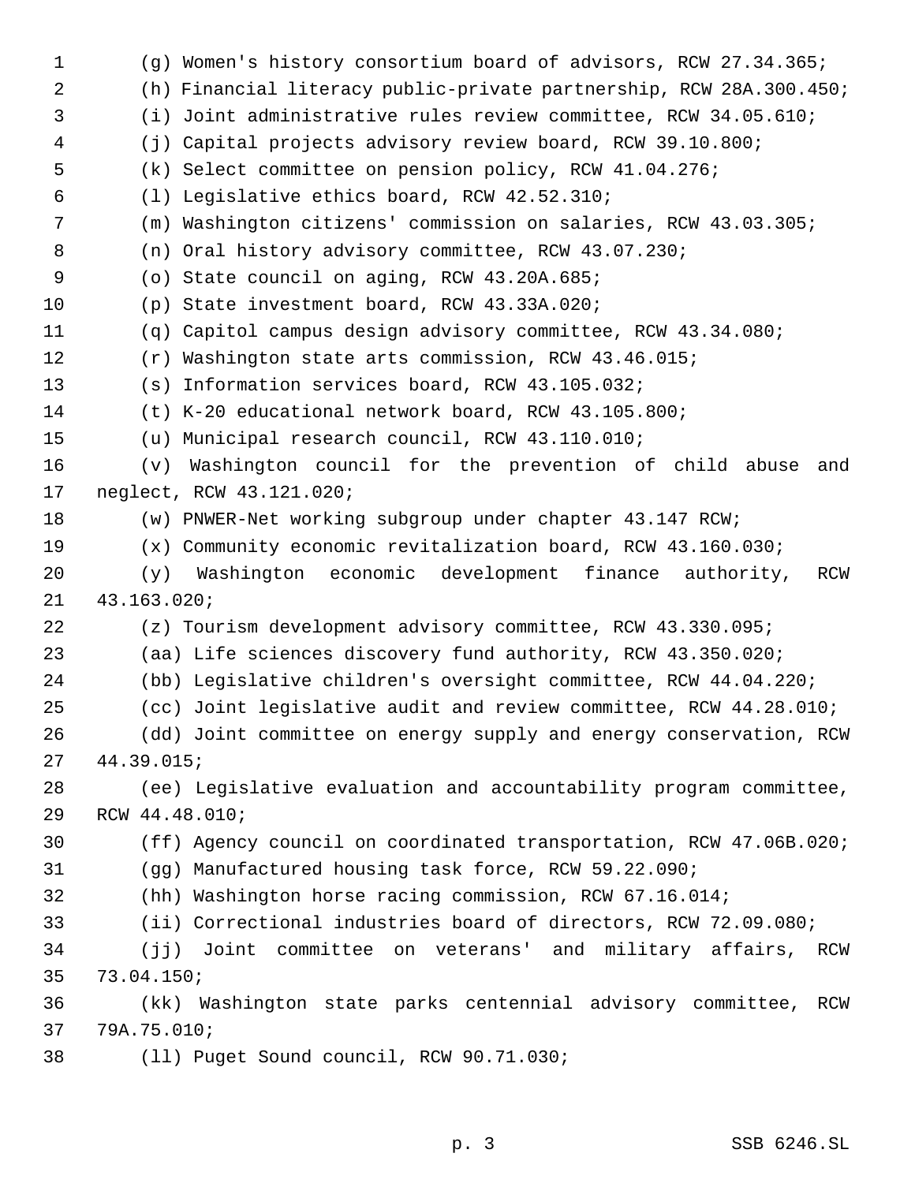(g) Women's history consortium board of advisors, RCW 27.34.365;

(h) Financial literacy public-private partnership, RCW 28A.300.450;

(i) Joint administrative rules review committee, RCW 34.05.610;

(j) Capital projects advisory review board, RCW 39.10.800;

(k) Select committee on pension policy, RCW 41.04.276;

(l) Legislative ethics board, RCW 42.52.310;

(m) Washington citizens' commission on salaries, RCW 43.03.305;

(n) Oral history advisory committee, RCW 43.07.230;

(o) State council on aging, RCW 43.20A.685;

(p) State investment board, RCW 43.33A.020;

(q) Capitol campus design advisory committee, RCW 43.34.080;

(r) Washington state arts commission, RCW 43.46.015;

(s) Information services board, RCW 43.105.032;

(t) K-20 educational network board, RCW 43.105.800;

(u) Municipal research council, RCW 43.110.010;

(v) Washington council for the prevention of child abuse and neglect, RCW 43.121.020;

(w) PNWER-Net working subgroup under chapter 43.147 RCW;

(x) Community economic revitalization board, RCW 43.160.030;

(y) Washington economic development finance authority, RCW 43.163.020;

(z) Tourism development advisory committee, RCW 43.330.095;

(aa) Life sciences discovery fund authority, RCW 43.350.020;

(bb) Legislative children's oversight committee, RCW 44.04.220;

(cc) Joint legislative audit and review committee, RCW 44.28.010;

(dd) Joint committee on energy supply and energy conservation, RCW 44.39.015;

(ee) Legislative evaluation and accountability program committee, RCW 44.48.010;

(ff) Agency council on coordinated transportation, RCW 47.06B.020;

(gg) Manufactured housing task force, RCW 59.22.090;

(hh) Washington horse racing commission, RCW 67.16.014;

(ii) Correctional industries board of directors, RCW 72.09.080;

(jj) Joint committee on veterans' and military affairs, RCW 73.04.150;

(kk) Washington state parks centennial advisory committee, RCW 79A.75.010;

(ll) Puget Sound council, RCW 90.71.030;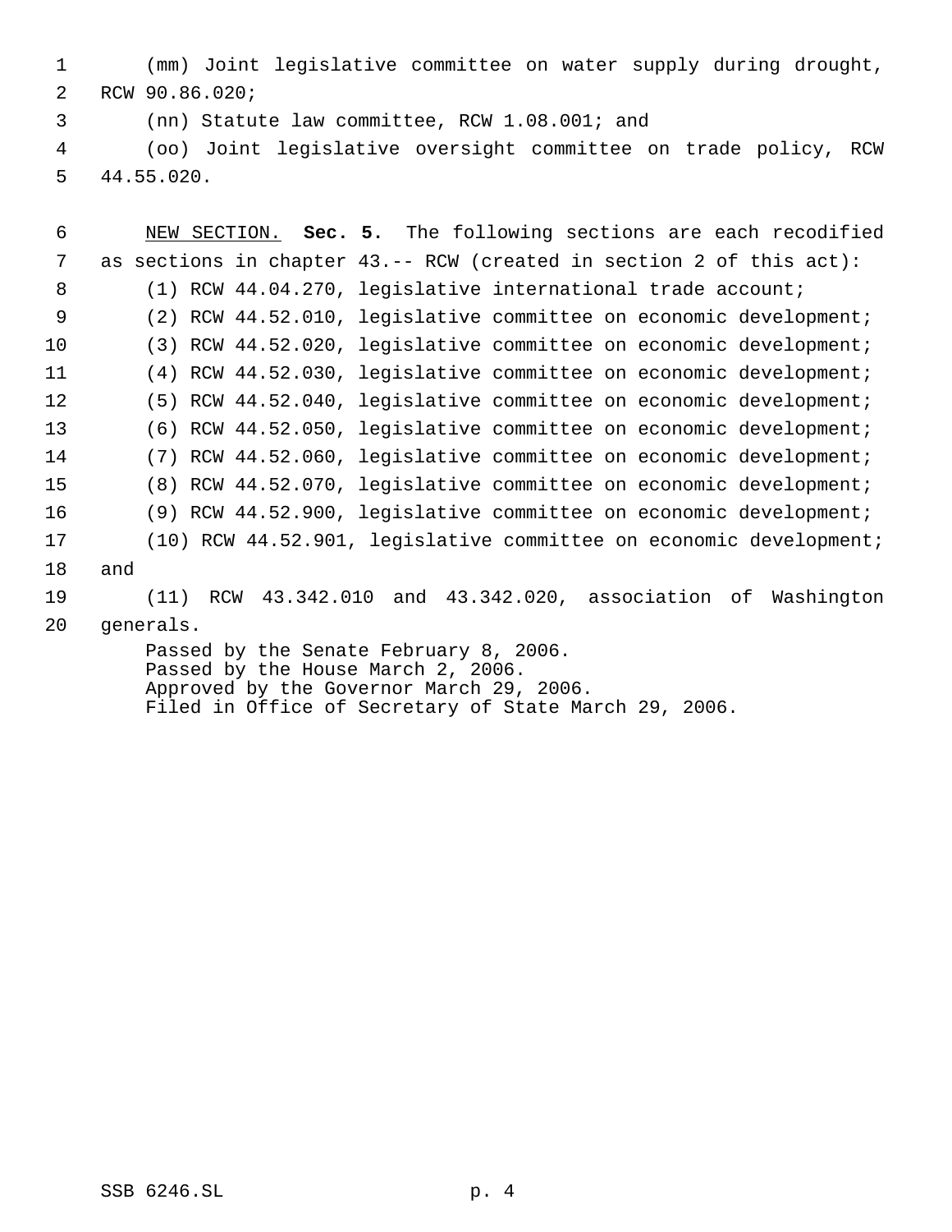(mm) Joint legislative committee on water supply during drought, RCW 90.86.020;

(nn) Statute law committee, RCW 1.08.001; and

(oo) Joint legislative oversight committee on trade policy, RCW 44.55.020.

NEW SECTION. **Sec. 5.** The following sections are each recodified as sections in chapter 43.-- RCW (created in section 2 of this act):

(1) RCW 44.04.270, legislative international trade account;

(2) RCW 44.52.010, legislative committee on economic development;

(3) RCW 44.52.020, legislative committee on economic development;

(4) RCW 44.52.030, legislative committee on economic development;

(5) RCW 44.52.040, legislative committee on economic development;

(6) RCW 44.52.050, legislative committee on economic development;

(7) RCW 44.52.060, legislative committee on economic development;

(8) RCW 44.52.070, legislative committee on economic development;

(9) RCW 44.52.900, legislative committee on economic development;

(10) RCW 44.52.901, legislative committee on economic development; and

(11) RCW 43.342.010 and 43.342.020, association of Washington generals.

Passed by the Senate February 8, 2006.
Passed by the House March 2, 2006.
Approved by the Governor March 29, 2006.
Filed in Office of Secretary of State March 29, 2006.